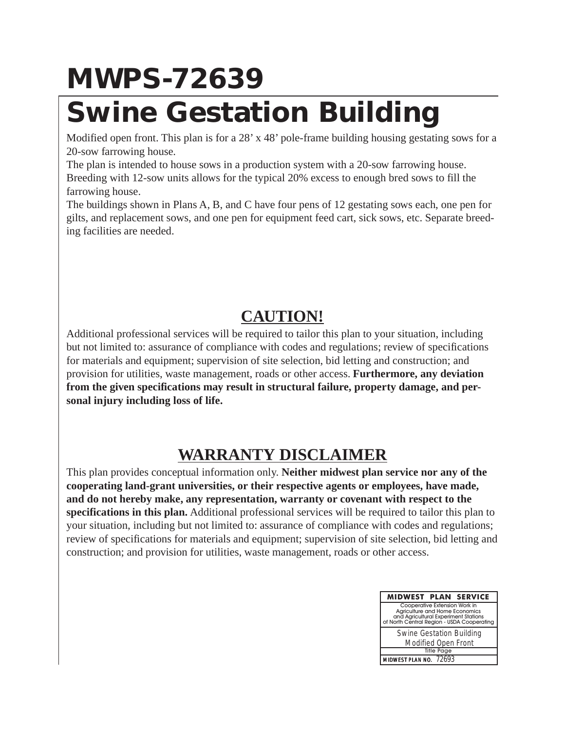# MWPS-72639

# Swine Gestation Building

Modified open front. This plan is for a 28' x 48' pole-frame building housing gestating sows for a 20-sow farrowing house.

The plan is intended to house sows in a production system with a 20-sow farrowing house. Breeding with 12-sow units allows for the typical 20% excess to enough bred sows to fill the farrowing house.

The buildings shown in Plans A, B, and C have four pens of 12 gestating sows each, one pen for gilts, and replacement sows, and one pen for equipment feed cart, sick sows, etc. Separate breeding facilities are needed.

## CAUTION!

Additional professional services will be required to tailor this plan to your situation, including but not limited to: assurance of compliance with codes and regulations; review of specifications for materials and equipment; supervision of site selection, bid letting and construction; and provision for utilities, waste management, roads or other access. **Furthermore, any deviation from the given specifications may result in structural failure, property damage, and personal injury including loss of life.**

## WARRANTY DISCLAIMER

This plan provides conceptual information only. **Neither midwest plan service nor any of the cooperating land-grant universities, or their respective agents or employees, have made, and do not hereby make, any representation, warranty or covenant with respect to the specifications in this plan.** Additional professional services will be required to tailor this plan to your situation, including but not limited to: assurance of compliance with codes and regulations; review of specifications for materials and equipment; supervision of site selection, bid letting and construction; and provision for utilities, waste management, roads or other access.

| MIDWEST PLAN SERVICE |
| --- |
| Cooperative Extension Work in Agriculture and Home Economics and Agricultural Experiment Stations of North Central Region - USDA Cooperating |
| Swine Gestation Building Modified Open Front |
| Title Page |
| MIDWEST PLAN NO. 72693 |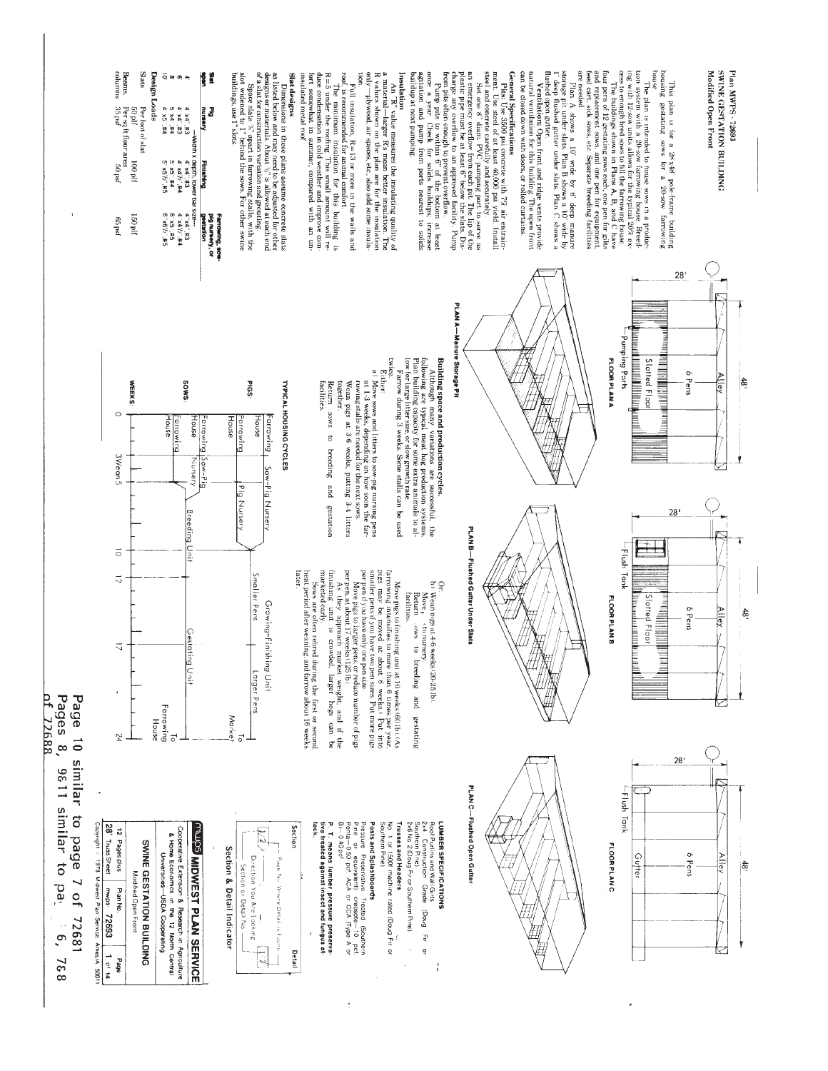Plan MWPS - 72693

# SWINE GESTATION BUILDING

## Modified Open Front

This plan is for a 28'x48' pole-frame building housing gestating sows for a 20-sow farrowing house.

The plan is intended to house sows in a production system with a 20-sow farrowing house. Breeding with 12-sow groups allows for the typical 20% excess to enough bred sows to fill the farrowing house.

The buildings shown in Plans A, B, and C have four pens of 12 gestating sows each, one pen for gilts and replacement sows, and one pen for equipment, feed carts, sick sows, etc. Separate breeding facilities are needed.

Plan A shows a 10' wide by 8' deep manure storage pit under slats. Plan B shows a 10' wide by 1' deep flushed gutter under slats. Plan C shows a flushed open gutter.

Ventilation: Open front and ridge vents provide natural ventilation for this building. The open front can be closed down with doors, or rolled curtains.

### General Specifications

Pits: Use 3500 psi concrete with 7% air entrainment. Use steel of at least 40,000 psi yield. Install steel and concrete carefully and accurately.

Set one 6" diam. PVC pumping port to serve as an overflow from the pit. The top of the plastic pipe must be at least 6" below the slats. Discharge any overflow to an approved facility. Pump from pits often enough to prevent overflow.

Pump pits to within 6" of the bottom at least once a year. Check for solids buildup. Increase agitation and pump from ports nearest to solids buildup at next pumping.

### Insulation

An "R" value measures the insulating quality of a material—larger R's mean better insulation. The R values shown on the plan are for the insulation only—plywood, air spaces, etc., also add some insulation.

Full insulation, R=13 or more in the walls and roof, is recommended for animal comfort.

The minimum insulation for this building is R=5 under the roofing. This small amount will reduce condensation in cold weather and improve comfort somewhat in summer, compared with an uninsulated metal roof.

### Slat designs

Dimensions in these plans assume concrete slats as listed below and may need to be adjusted for other designs or materials. About ½" is allowed at each end of a slat for construction variation and grouting.

Space slats ⅞" apart in farrowing stalls, with the slot widened to 1" behind the sows. For other swine buildings, use 1" slots.

| Slat span | Pig nursery | Finishing | Farrowing, sow-pig nursery, or gestation |
|---|---|---|---|
| | —Width x depth, lower bar size— | | |
| 4 | 4"x4", #3 | 4"x4", #3 | 4"x4", #3 |
| 6 | 4"x4", #3 | 4"x4½", #4 | 4"x4½", #4 |
| 8 | 5"x4", #4 | 5"x5", #4 | 6"x5", #5 |
| 10 | 4"x5", #4 | 5"x5½", #5 | 6"x6½", #5 |

### Design Loads

| | | | |
|---|---|---|---|
| Slats: Per foot of slat | 50 plf | 100 plf | 150 plf |
| Beams, columns: Per sq ft floor area | 35 psf | 50 psf | 65 psf |

FLOOR PLAN A

28' — 48' — Alley — 6 Pens — Slotted Floor — Pumping Ports

PLAN A—Manure Storage Pit

FLOOR PLAN B

28' — 48' — Alley — 6 Pens — Slotted Floor — Flush Tank

PLAN B—Flushed Gutter Under Slats

FLOOR PLAN C

28' — 48' — Alley — 6 Pens — Gutter — Flush Tank

PLAN C—Flushed Open Gutter

### Building space and production cycles

Although many variations are successful, the following are typical meat hog production systems. Plan building capacity for some extra animals to allow for large litter size, or slow growth rate.

Farrow during 3 weeks. Some stalls can be used twice.

Either:

a) Move sows and litters to sow-pig nursing pens at 1-3 weeks, depending on how soon the farrowing stalls are needed for the next sows.

Wean pigs at 3-6 weeks, putting 3-4 litters together.

Return sows to breeding and gestation facilities.

Or:

b) Wean pigs at 4-6 weeks (20-25 lb).

Move pigs to nursery.

Return sows to breeding and gestating facilities.

Move pigs to finishing unit at 10 weeks (60 lb). (As farrowing intensifies to more than 4 times per year, smaller pens may be needed for about 8 weeks. Put into smaller pens (you have two pen sizes. Put more pigs per pen if you have only one pen size.

Move pigs to larger pens, or reduce number of pigs per pen, at about 17 weeks (125 lb).

As they approach market weight, and if the finishing unit is crowded, larger hogs can be marketed early.

Sows are often rebred during the first or second heat period after weaning, and farrow about 16 weeks later.

### TYPICAL HOUSING CYCLES

PIGS: Farrowing House — Sow-Pig Nursery — Pig Nursery — Growing-Finishing Unit (Smaller Pens, Larger Pens) — To Market

SOWS: Farrowing House — Sow-Pig Nursery — Breeding Unit — Gestating Unit — To Farrowing House

WEEKS: 0 — 3 Wean 5 — 10 — 12 — 17 — 24

### LUMBER SPECIFICATIONS

Roof Purlins and Wall Girts: 2x4 Construction Grade (Doug Fir or Southern Pine); 2x6 No. 2 (Doug Fir or Southern Pine)

Trusses and Headers: No. 1 or 1500f machine rated (Doug Fir or Southern Pine)

Posts and Splashboards: Pressure Preservative Treated (Southern Pine or equivalent), creosote—10 pcf; Penta—0.50 pcf; ACA or CCA (Type A or B)—0.40 pcf

**P. T. means lumber pressure preservative treated against insect and fungus attack.**

### Section & Detail Indicator

Section — Detail

Page No. Where Detail is Found — Direction You Are Looking — Section or Detail No.

**MWPS MIDWEST PLAN SERVICE**

Cooperative Extension & Research in Agriculture & Home Economics in the 12 North Central Universities—USDA Cooperating

SWINE GESTATION BUILDING — Modified Open Front

12 Pages plus 28' Truss Sheet | Plan No. mwps 72693 | Page 1 of 14

Copyright © 1978 Midwest Plan Service, Ames IA 50011

Page 10 similar to page 7 of 72681
Pages 8, 9&11 similar to pa 6, 7&8 of 72688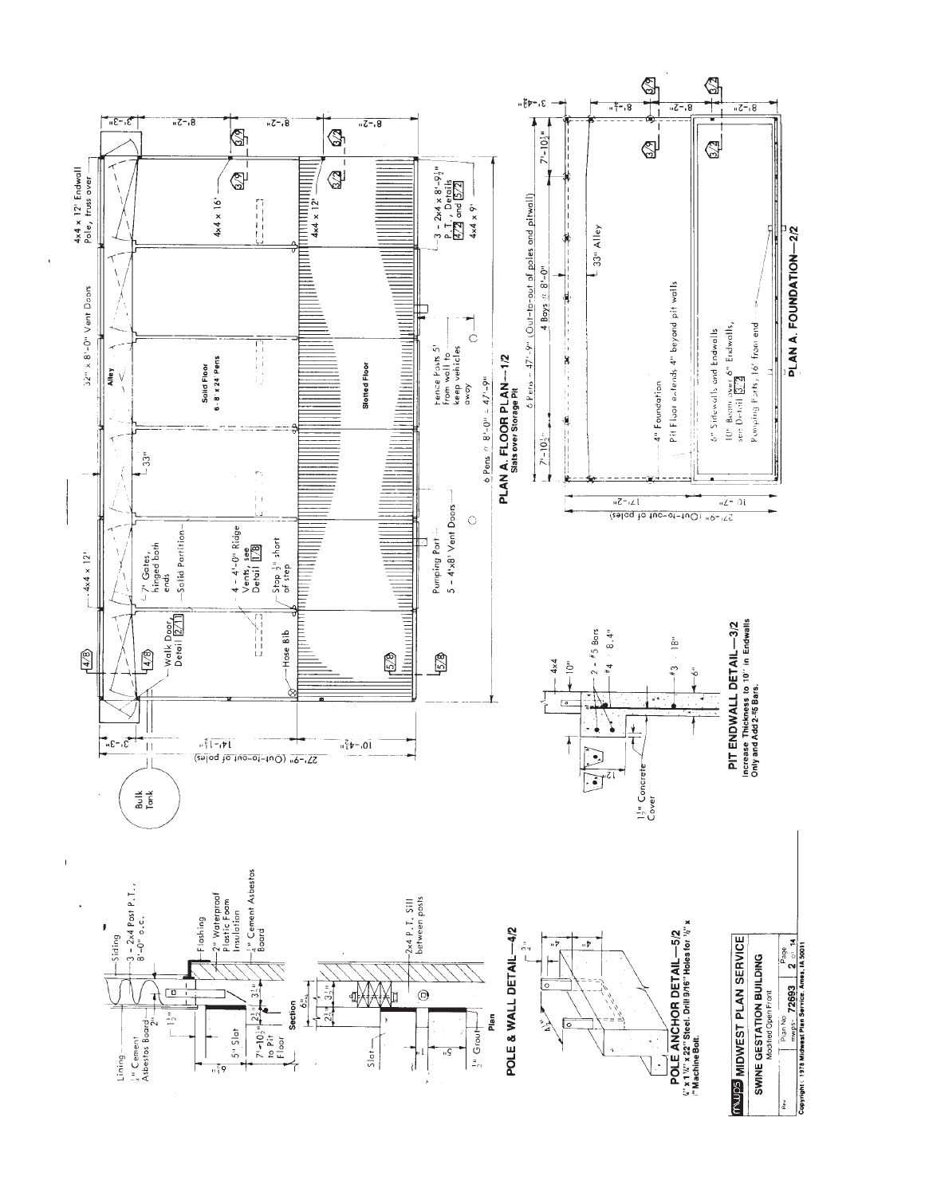## PLAN A. FLOOR PLAN—1/2

Slats over Storage Pit

4x4 x 12' Endwall Pole, truss over

32" x 8'-0" Vent Doors

4x4 x 12'

4x4 x 16'

4x4 x 12'

3 - 2x4 x 8'-9½" P.T., Details 4/2 and 5/2

4x4 x 9'

Alley

Solid Floor 6 - 8' x 24' Pens

Slotted Floor

33"

7' Gates, hinged both ends

Solid Partition

4 - 4'-0" Ridge Vents, see Detail 1/8

Stop ½" short of step

Walk Door, Detail 2/11

Hose Bib

Pumping Port

5 - 4'x8' Vent Doors

Fence Posts 5' from wall to keep vehicles away

6 Pens @ 8'-0" = 47'-9"

Bulk Tank

27'-9" (Out-to-out of poles)

3'-3", 14'-1½", 10'-4½", 8'-2"

## PLAN A. FOUNDATION—2/2

6 Pens - 47'-9" (Out-to-out of poles and pitwall)

4 Bays @ 8'-0"

7'-10½"

33" Alley

4" Foundation

Pit Floor extends 4" beyond pit walls

6" Sidewalls and Endwalls

10" Beam over 6" Endwalls, see Detail 3/2

Pumping Ports, 16' from end

27'-9" (Out-to-out of poles)

17'-2", 10'-7", 3'-4½", 8'-1½", 8'-2"

## POLE & WALL DETAIL—4/2

Siding

3 - 2x4 Post P.T., 8'-0" o.c.

Lining

¼" Cement Asbestos Board

2"

1½"

Flashing

2" Waterproof Plastic Foam Insulation

¼" Cement Asbestos Board

5" Slat

7'-10½" to Pit Floor

6"

2¼"

3½"

Section

Slat

2x4 P.T. Sill between posts

½" Grout

Plan

## PIT ENDWALL DETAIL—3/2

Increase Thickness to 10" in Endwalls Only and Add 2-#5 Bars.

4x4

10"

2 - #5 Bars

#4 @ 8'-4"

#3 @ 18"

6"

12"

1½" Concrete Cover

## POLE ANCHOR DETAIL—5/2

¼" x 1¼" x 22" Steel. Drill 9/16" Holes for ½" x " Machine Bolt.

**MWPS MIDWEST PLAN SERVICE**

**SWINE GESTATION BUILDING**

Modified Open Front

Plan No. 72683 — Page 2 of 14

Copyright © 1978 Midwest Plan Service, Ames, IA 50011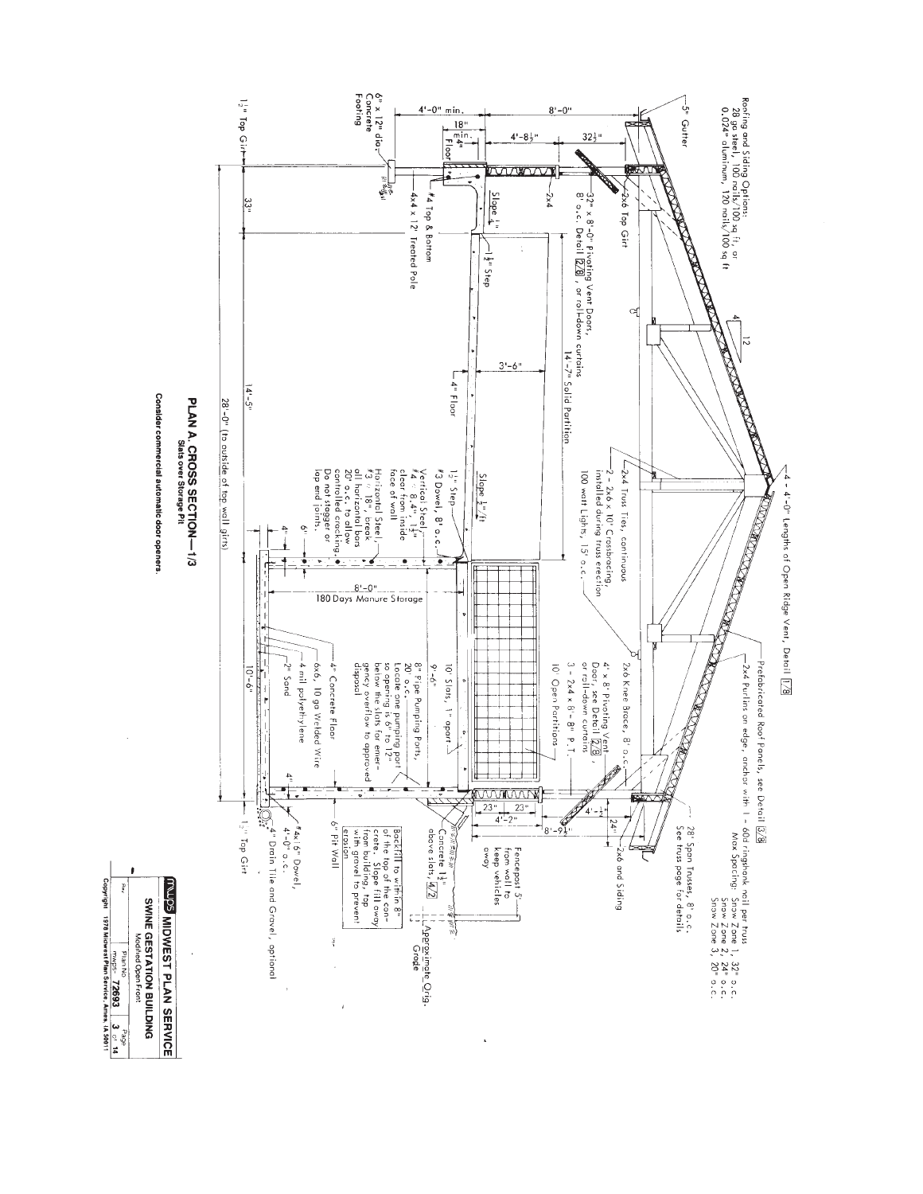# PLAN A. CROSS SECTION—1/3

Slats over Storage Pit

Consider commercial automatic door openers.

Roofing and Siding Options:
28 ga steel, 100 nails/100 sq ft, or
0.024" aluminum, 120 nails/100 sq ft

5" Gutter

4'-0" min.

8'-0"

18" min.

4'-8½"

32½"

4"

Floor

2x6 Top Girt

32" x 8'-0" Pivoting Vent Doors, 8' o.c. Detail 2/8, or roll-down curtains

2x4

Slope ¼"

#4 Top & Bottom

4x4 x 12' Treated Pole

1½" Step

6" x 12" dia. Concrete Footing

1½" Top Girt

33"

4 12

14'-7" Solid Partition

3'-6"

4" Floor

14'-5"

28'-0" (to outside of top wall girts)

2x4 Truss Ties, continuous

2 - 2x6 x 10' Crossbracing, installed during truss erection

100 watt Lights, 15' o.c.

4 - 4'-0" Lengths of Open Ridge Vent, Detail 1/8

Slope ½"/ft

1½" Step

#3 Dowel, 8" o.c.

Vertical Steel, #4 @ 8.4", 1½" clear from inside face of wall

Horizontal Steel, #3 @ 18", break all horizontal bars 20' o.c. to allow controlled cracking. Do not stagger or lap end joints.

4"

6'

8'-0"

180 Days Manure Storage

10'-6"

Prefabricated Roof Panels, see Detail 3/8

2x4 Purlins on edge, anchor with 1 - 60d ringshank nail per truss

Max Spacing: Snow Zone 1, 32" o.c.
Snow Zone 2, 24" o.c.
Snow Zone 3, 20" o.c.

28' Span Trusses, 8' o.c.
See truss page for details

2x6 Knee Brace, 8' o.c.

4' x 8' Pivoting Vent Door, see Detail 2/8, or roll-down curtains

3 - 2x4 x 8'-8" P.T.

10' Open Partitions

10' Slats, 1" apart

9'-6"

8" Pipe Pumping Ports, 20' o.c.
Locate one pumping port so opening is 6" to 12" below the slats for emergency overflow to approved disposal

4" Concrete Floor

6x6, 10 ga Welded Wire

4 mil polyethylene

2" Sand

4"

4'-1½"

24"

2x6 and Siding

23"

23"

4'-2"

8'-9½"

Fencepost 5' from wall to keep vehicles away

Concrete 1½" above slats, 4/2

Approximate Orig. Grade

Backfill to within 8" of the top of the concrete. Slope fill away from building, top with gravel to prevent erosion.

6" Pit Wall

#4 x 16" Dowel, 4'-0" o.c.

4" Drain Tile and Gravel, optional

1½" Top Girt

**MWPS MIDWEST PLAN SERVICE**

**SWINE GESTATION BUILDING**

Modified Open Front

| Rev. | Plan No. | Page |
|---|---|---|
| | MWPS- 72693 | 3 of 14 |

Copyright 1978 Midwest Plan Service, Ames, IA 50011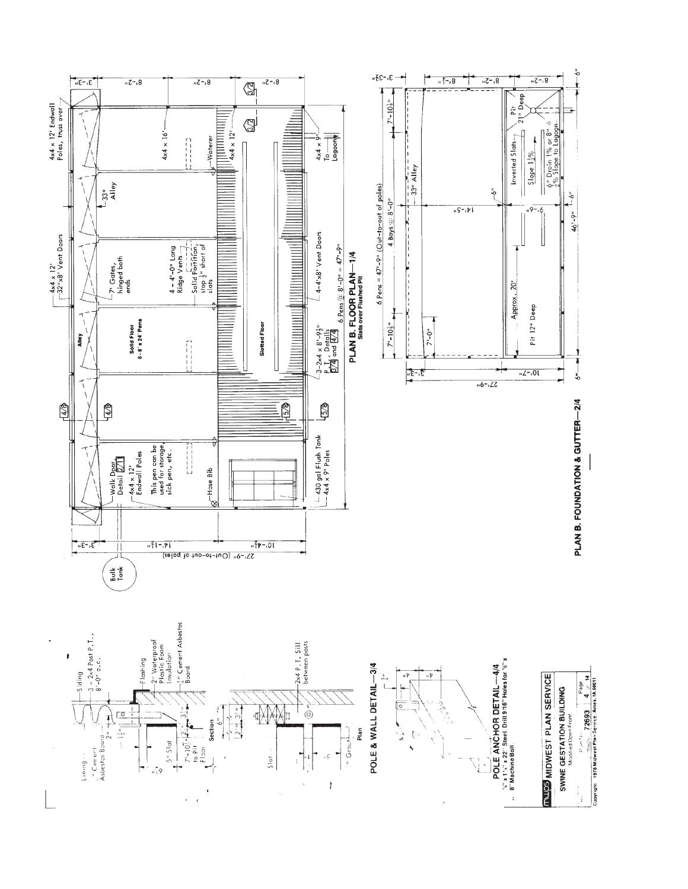## PLAN B. FLOOR PLAN—1/4

Slats over Flushed Pit

4x4 x 12' Endwall Poles, truss over

4x4 x 12'

32"x8' Vent Doors

33" Alley

7' Gates, hinged both ends

4 - 4'-0" Long Ridge Vents

Solid Partition, stop ½" short of slats

Alley

Solid Floor 6 - 8' x 24' Pens

Slotted Floor

4x4 x 16'

Waterer

4x4 x 12'

4x4 x 9'

To Lagoon

4-4'x8' Vent Doors

3-2x4 x 8'-9½" P.T., Details 3/4 and 4/4

6 Pens @ 8'-0" = 47'-9"

Walk Door, Detail 2/11

4x4 x 12' Endwall Poles

This pen can be used for storage, sick pen, etc.

Hose Bib

430 gal Flush Tank

4x4 x 9' Poles

Bulk Tank

27'-9" (Out-to-out of poles)

3'-3" | 14'-1½" | 10'-4½"

3'-3" | 8'-2" | 8'-2" | 8'-2"

## PLAN B. FOUNDATION & GUTTER—2/4

6 Pens = 47'-9" (Out-to-out of poles)

7'-10½" | 4 Bays @ 8'-0" | 7'-10½"

33" Alley

7'-0"

14'-5"

6"

Approx. 20'

Pit 12" Deep

9'-6"

Inverted Slats

Slope 1½%

6" Drain 1% or 8" ½% Slope to Lagoon

Pit 21" Deep

46'-9"

6" | 6"

27'-9" | 3'-3" | 10'-7"

3'-3" | 8'-2" | 8'-2" | 8'-2"

## POLE & WALL DETAIL—3/4

Lining

½" Cement Asbestos Board

2"

1½"

Siding

3 - 2x4 Post P.T., 8'-0" o.c.

Flashing

2" Waterproof Plastic Foam Insulation

½" Cement Asbestos Board

5" Slot

6"

7'-10½" to Pit Floor

Section

Slat

Grout

2x4 P.T. Sill between posts

Plan

## POLE ANCHOR DETAIL—4/4

¼" x 1¼" x 22" Steel. Drill 9/16" Holes for ½" x 8" Machine Bolt.

**MIDWEST PLAN SERVICE**

**SWINE GESTATION BUILDING**

Modified Open Front

Plan No. 72693 | Page 4 of 14

Copyright 1978 Midwest Plan Service, Ames, IA 50011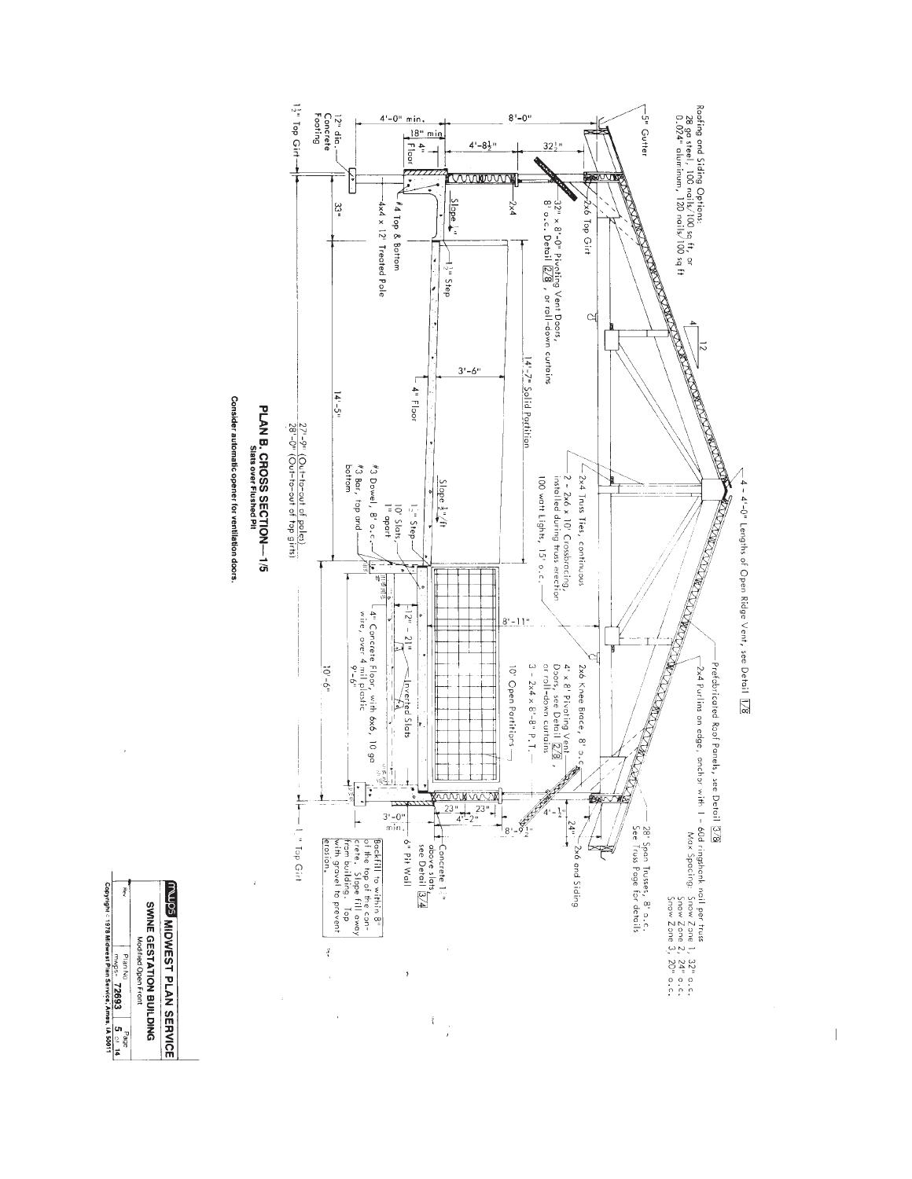Roofing and Siding Options:
28 ga steel, 100 nails/100 sq ft, or
0.024" aluminum, 120 nails/100 sq ft

5" Gutter

4 - 4'-0" Lengths of Open Ridge Vent, see Detail 1/8

Prefabricated Roof Panels, see Detail 3/8

2x4 Purlins on edge, anchor with 1 - 60d ringshank nail per truss
Max Spacing: Snow Zone 1, 32" o.c.
Snow Zone 2, 24" o.c.
Snow Zone 3, 20" o.c.

28' Span Trusses, 8' o.c.
See Truss Page for details

2x6 Top Girt

2x4

32" x 8'-0" Pivoting Vent Doors, 8' o.c. Detail 2/8, or roll-down curtains

2x4 Truss Ties, continuous

2 - 2x6 x 10' Crossbracing, installed during truss erection

100 watt Lights, 15' o.c.

2x6 Knee Brace, 8' o.c.

4' x 8' Pivoting Vent Doors, see Detail 2/8, or roll-down curtains

3 - 2x4 x 8'-8" P.T.

10' Open Partitions

2x6 and Siding

14'-7" Solid Partition

Slope 1"

1½" Step

4" Floor

Slope ½"/ft

1½" Step

10' Slats, 1" apart

Inverted Slats

#3 Dowel, 8' o.c.

#3 Bar, top and bottom

4" Concrete Floor, with 6x6, 10 ga wire, over 4 mil plastic

#4 Top & Bottom

4x4 x 12' Treated Pole

12" dia. Concrete Footing

1½" Top Girt

Concrete 1½" above slats, see Detail 3/4

6" Pit Wall

Backfill to within 8" of the top of the concrete. Slope fill away from building. Top with gravel to prevent erosion.

8'-0"; 4'-0" min.; 18" min.; 4" Floor; 4'-8½"; 32½"; 33"; 3'-6"; 14'-5"; 8'-11"; 12"; 21"; 9'-6"; 10'-6"; 3'-0" min.; 23"; 23"; 4'-2"; 4'-1½"; 24"; 8'-9½"

27'-9" (Out-to-out of poles)
28'-0" (Out-to-out of top girts)

## PLAN B. CROSS SECTION—1/5

Slats over Flushed Pit

Consider automatic opener for ventilation doors.

MWPS MIDWEST PLAN SERVICE
SWINE GESTATION BUILDING
Modified Open Front

| Rev. | Plan No. mwps-72693 | Page 5 of 14 |
| --- | --- | --- |

Copyright © 1978 Midwest Plan Service, Ames, IA 50011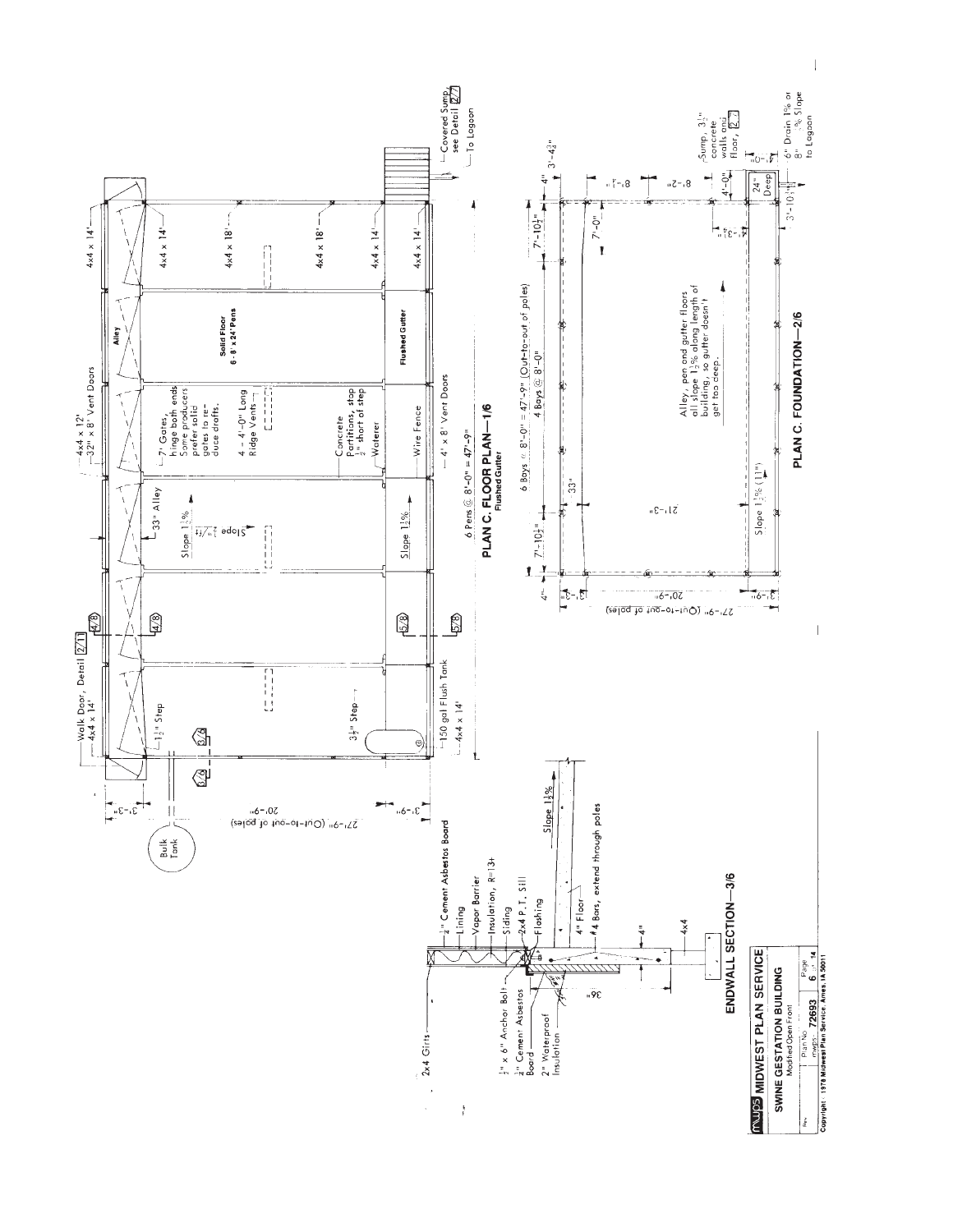## PLAN C. FLOOR PLAN—1/6

**Flushed Gutter**

6 Pens @ 8'-0" = 47'-9"

- Walk Door, Detail 2/11
- 4x4 x 14'
- 4x4 x 12'
- 32" x 8' Vent Doors
- 4x4 x 14'
- 4x4 x 18'
- 4x4 x 18'
- 4x4 x 14'
- 4x4 x 14'
- $1\frac{1}{2}$" Step
- 7' Gates, hinge both ends. Some producers prefer solid gates to reduce drafts.
- 33" Alley
- Alley
- Slope $1\frac{1}{2}$%
- Slope $\frac{1}{4}$"/ft
- 4 - 4'-0" Long Ridge Vents
- Solid Floor 6 - 8' x 24' Pens
- Concrete Partitions, stop $\frac{1}{2}$" short of step
- Waterer
- Slope $1\frac{1}{2}$%
- Flushed Gutter
- $3\frac{1}{2}$" Step
- 150 gal Flush Tank
- 4x4 x 14'
- Wire Fence
- 4' x 8' Vent Doors
- Bulk Tank
- Covered Sump, see Detail 2/7
- To Lagoon
- 3'-3"
- 20'-9"
- 3'-9"
- 27'-9" (Out-to-out of poles)

## PLAN C. FOUNDATION—2/6

6 Bays @ 8'-0" = 47'-9" (Out-to-out of poles)

4 Bays @ 8'-0"

- 4"
- 7'-$10\frac{1}{2}$"
- 7'-$10\frac{1}{2}$"
- 4"
- 33"
- 7'-0"
- 21'-3"
- 8'-$1\frac{1}{2}$"
- 8'-2"
- 4'-0"
- 1'-$3\frac{1}{2}$"
- 24" Deep
- 3'-$4\frac{3}{4}$"
- 3'-$10\frac{1}{4}$"
- 20'-9"
- 27'-9" (Out-to-out of poles)
- Alley, pen and gutter floors all slope $1\frac{1}{2}$% along length of building, so gutter doesn't get too deep.
- Slope $1\frac{1}{2}$% (11")
- Sump, $3\frac{1}{2}$" concrete walls and floor, 2/7
- 6" Drain 1% or 8" $\frac{1}{2}$% Slope to Lagoon

## ENDWALL SECTION—3/6

- 2x4 Girts
- $\frac{1}{4}$" Cement Asbestos Board
- Lining
- Vapor Barrier
- Insulation, R=13+
- Siding
- 2x4 P.T. Sill
- Flashing
- $\frac{1}{2}$" x 6" Anchor Bolt
- $\frac{1}{4}$" Cement Asbestos Board
- 2" Waterproof Insulation
- 36"
- 4" Floor
- #4 Bars, extend through poles
- Slope $1\frac{1}{2}$%
- 4"
- 4x4

**MWPS MIDWEST PLAN SERVICE**

**SWINE GESTATION BUILDING**

Modified Open Front

Plan No. mwps- 72693 | Page 6 of 14

Copyright: 1978 Midwest Plan Service, Ames, IA 50011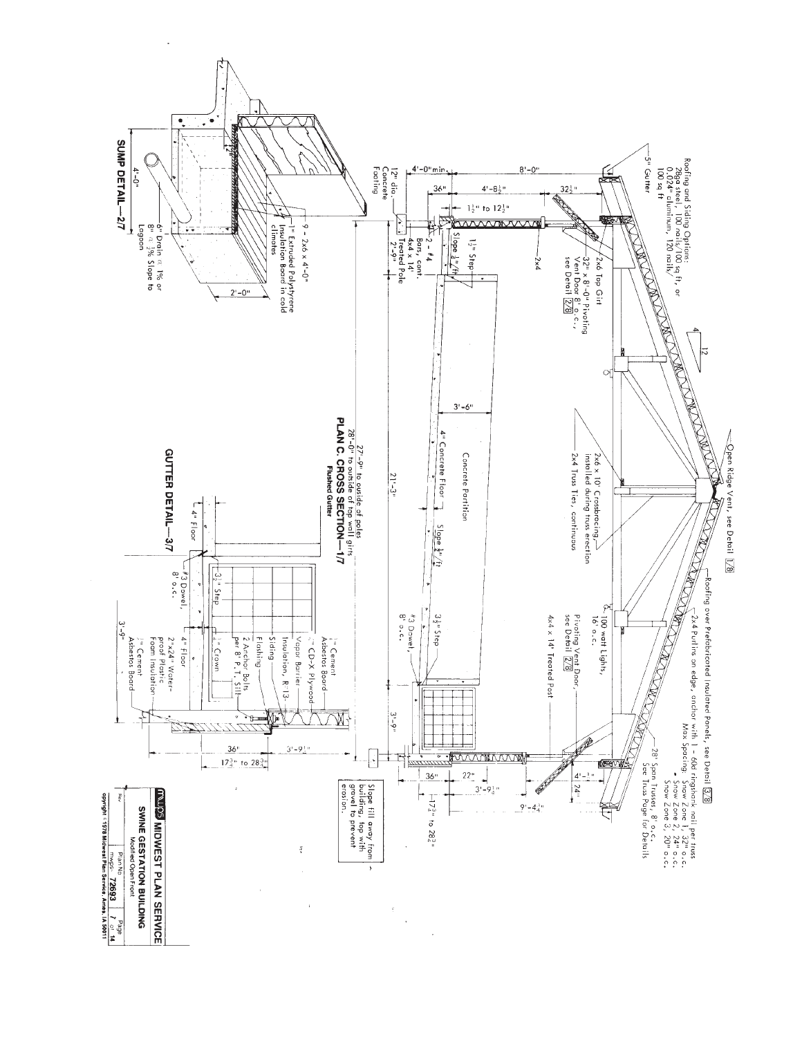# PLAN C. CROSS SECTION—1/7

Flushed Gutter

- Roofing and Siding Options: 28ga steel, 100 nails/100 sq ft, or 0.024" aluminum, 120 nails/100 sq ft
- 5" Gutter
- Open Ridge Vent, see Detail 1/8
- Roofing over Prefabricated Insulated Panels, see Detail 3/8
- 2x4 Purlins on edge, anchor with 1 - 60d ringshank nail per truss. Max Spacing: Snow Zone 1, 32" o.c. • Snow Zone 2, 24" o.c. Snow Zone 3, 20" o.c.
- 28' Span Trusses, 8' o.c., See Truss Page for Details
- 2x6 Top Girt
- 32" x 8'-0" Pivoting Vent Door 8' o.c., see Detail 2/8
- 2x4
- 2x6 x 10' Crossbracing, installed during truss erection
- 2x4 Truss Ties, continuous
- 100 watt Lights, 16' o.c.
- Pivoting Vent Door, see Detail 2/8
- 4x4 x 14' Treated Post
- Concrete Partition
- 4" Concrete Floor
- Slope 1/4"/ft
- 1 1/2" Step
- 3 1/2" Step
- #3 Dowel, 8' o.c.
- 2 - #4 Bars, cont.
- 4x4 x 14' Treated Pole
- 12" dia. Concrete Footing
- Slope fill away from building, top with gravel to prevent erosion.

Dimensions: 8'-0"; 4'-0" min.; 36"; 4'-8 1/2"; 32 1/2"; 1 1/2" to 12 1/2"; 2'-9"; 3'-6"; 21'-3"; 3'-9"; 36"; 22"; 3'-9 1/2"; 17 3/4" to 28 3/4"; 4'-1/2"; 24"; 9'-4 1/2"; 4/12 slope; 27'-9" to outside of poles; 28'-0" to outside of top wall girts

# SUMP DETAIL—2/7

- 9 - 2x6 x 4'-0"
- 1" Extruded Polystyrene Insulation Board in cold climates
- 6" Drain @ 1% or 8" @ 1/2% Slope to Lagoon

Dimensions: 4'-0"; 2'-0"; 12"

# GUTTER DETAIL—3/7

- 4" Floor
- #3 Dowel, 8' o.c.
- 3 1/2" Step
- 1" Crown
- 1/4" Cement Asbestos Board
- 1/2" CD-X Plywood
- Vapor Barrier
- Insulation, R-13
- Siding
- Flashing
- 2 Anchor Bolts per 8' P.T. Sill
- 4" Floor
- 2"x24" Waterproof Plastic Foam Insulation
- 1/4" Cement Asbestos Board

Dimensions: 3'-9"; 36"; 3'-9 1/2"; 17 3/4" to 28 3/4"

| MWPS MIDWEST PLAN SERVICE | | |
|---|---|---|
| SWINE GESTATION BUILDING — Modified Open Front | | |
| Rev | Plan No. mwps- 72693 | Page 7 of 14 |

Copyright ©1978 Midwest Plan Service, Ames, IA 50011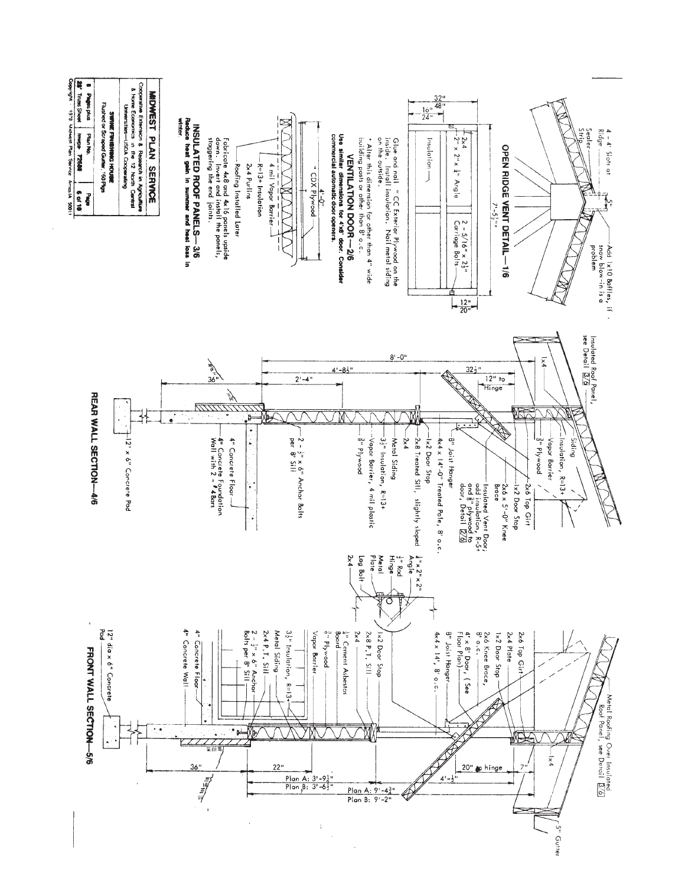## OPEN RIDGE VENT DETAIL—1/6

4 - 4' Slots at Ridge

Sealer Strip

5"

Add 1x10 Baffles, if snow blow-in is a problem

## VENTILATION DOOR—2/6

32" / 48"

16" / 24"

2x4

2" x 2" x 1/4" Angle

Insulation

2 - 5/16" x 2 1/2" Carriage Bolts

7'-5 1/2"*

12" / 20"

Glue and nail " CC Exterior Plywood on the inside. Install insulation. Nail metal siding on the outside.

* Alter this dimension for other than 4" wide building posts or other than 8' o.c.

**Use similar dimensions for 4'x8' door. Consider commercial automatic door openers.**

## INSULATED ROOF PANELS—3/6

4'-0"

" CDX Plywood

4 mil Vapor Barrier

R=13+ Insulation

2x4 Purlins

Roofing Installed Later

Fabricate 4x8 and 4x16 panels upside down. Invert and install the panels, staggering the end joints.

**Reduce heat gain in summer and heat loss in winter.**

## REAR WALL SECTION—4/6

Insulated Roof Panel, see Detail 3/6

1x4

Siding

Insulation, R=13+

Vapor Barrier

3/8" Plywood

2x6 Top Girt

1x2 Door Stop

2x6 x 5'-0" Knee Brace

Insulated Vent Door; add insulation, R=5+ and 3/8" plywood to door, Detail 2/6

8" Joist Hanger

4x4 x 14'-0" Treated Pole, 8' o.c.

1x2 Door Stop

2x8 Treated Sill, slightly sloped

2x4

Metal Siding

3 1/2" Insulation, R=13+

Vapor Barrier, 4 mil plastic

3/8" Plywood

2 - 1/2" x 6" Anchor Bolts per 8' Sill

4" Concrete Floor

4" Concrete Foundation Wall with 2 - #4 Bars

12" x 6" Concrete Pad

8'-0"

4'-8 1/2"

32 1/2"

12" to Hinge

2'-4"

36"

1/4" x 2" x 2" Angle

1/2" Rod Hinge

Metal Plate

Lag Bolt

2x4

## FRONT WALL SECTION—5/6

Metal Roofing Over Insulated Roof Panel, see Detail 3/6

1x4

7"

5" Gutter

2x6 Top Girt

2x4 Plate

1x2 Door Stop

2x6 Knee Brace, 8' o.c.

4' x 8' Door, (See Floor Plan)

8" Joist Hanger

4x4 x 14', 8' o.c.

1x2 Door Stop

2x8 P.T. Sill

2x4

1/4" Cement Asbestos Board

3/8" Plywood

Vapor Barrier

3 1/2" Insulation, R=13+

Metal Siding

2x4 P.T. Sill

2 - 1/2" x 6" Anchor Bolts per 8' Sill

4" Concrete Floor

4" Concrete Wall

12" dia x 6" Concrete Pad

20" to hinge

4'-1/2"

36"

22"

Plan A: 3'-9 1/2"

Plan B: 3'-6 1/2"

Plan A: 9'-4 3/8"

Plan B: 9'-2"

---

**MIDWEST PLAN SERVICE**

Cooperative Extension & Research in Agriculture & Home Economics in the 12 North Central Universities—USDA Cooperating

**SWINE FINISHING HOUSE**
Flushed or Scraped Gutter, 160 Pigs

| 8 Pages plus 28' Truss Sheet | Plan No. MWPS 72508 | Page 6 of 10 |
|---|---|---|

Copyright 1978 Midwest Plan Service Ames IA 50011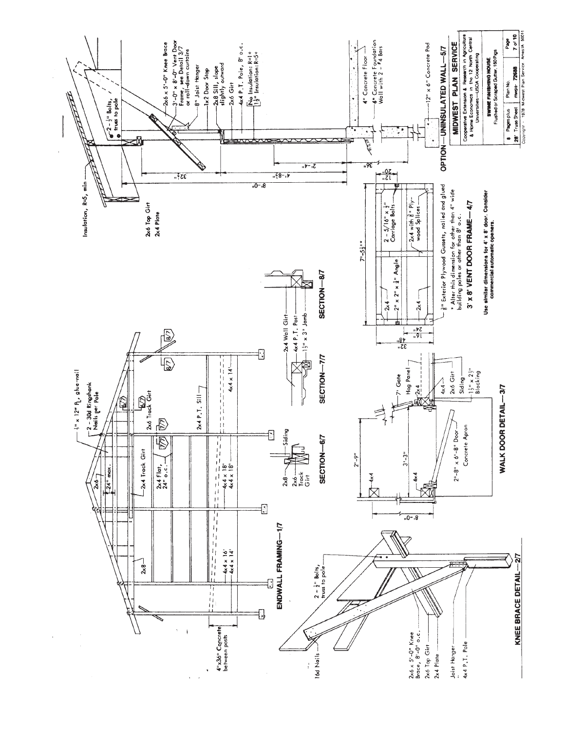## ENDWALL FRAMING—1/7

1" x 12" Pl, glue-nail
2 - 30d Ringshank Nails per Pole
2x6
24" max.
2x8
2x4 Track Girt
2x4 Flat, 24" o.c.
2x6 Track Girt
2x4 P.T. Sill
4x4 x 18'
4x4 x 18'
4x4 x 16'
4x4 x 14'
4x4 x 14'
4"x36" Concrete between posts
2 - ½" Bolts, truss to pole

## SECTION—6/7

2x8
2x6 Track Girt
Siding

## SECTION—7/7

2x4 Wall Girt
4x4 P.T. Post
1½" x 3" Jamb

## SECTION—8/7

## KNEE BRACE DETAIL—2/7

16d Nails
2x6 x 5'-0" Knee Brace, 8'-0" o.c.
2x6 Top Girt
2x4 Plate
Joist Hanger
4x4 P.T. Pole

## WALK DOOR DETAIL—3/7

8'-0"
2'-9"
3'-3"
4x4
2'-8" x 6'-8" Door
Concrete Apron
7' Gate
Hog Panel
2x4
4x4
2x6 Girt
Siding
1½" x 2½" Blocking

## 3' x 8' VENT DOOR FRAME—4/7

7'-5½"*
12"
20"
16"
24"
32"
48"
2x4
2" x 2" x ¼" Angle
2 - 5/16" x ½" Carriage Bolts
2x4 with ⅜" Plywood Splices
⅜" Exterior Plywood Gussets, nailed and glued

* Alter this dimension for other than 4" wide building poles or other than 8' o.c.

Use similar dimensions for 4' x 8' door. Consider commercial automatic openers.

## OPTION—UNINSULATED WALL—5/7

Insulation, R=5, min
2x6 Top Girt
2x4 Plate
2 - ½" Bolts, truss to pole
2x6 x 5'-0" Knee Brace
3'-0" x 8'-0" Vent Door Frame, see Detail 3/7 or roll-down curtains
8" Joist Hanger
1x2 Door Stop
2x8 Sill, slope slightly outward
2x6 Girt
4x4 P.T. Pole, 8' o.c.
No Insulation: R=1+
1½" Insulation: R=5+
32½"
41-8½"
21-4"
8'-0"
36"
4" Concrete Floor
4" Concrete Foundation Wall with 2 - #4 Bars
12" x 6" Concrete Pad

**MIDWEST PLAN SERVICE**

Cooperative Extension & Research in Agriculture & Home Economics in the 12 North Central Universities—USDA Cooperating

SWINE FINISHING HOUSE
Flushed or Scraped Gutter, 160 Pigs

| 8 Pages plus 28' Truss Sheet | Plan No. mwps- 72658 | Page 7 of 10 |
|---|---|---|

Copyright 1978 Midwest Plan Service Ames IA 50011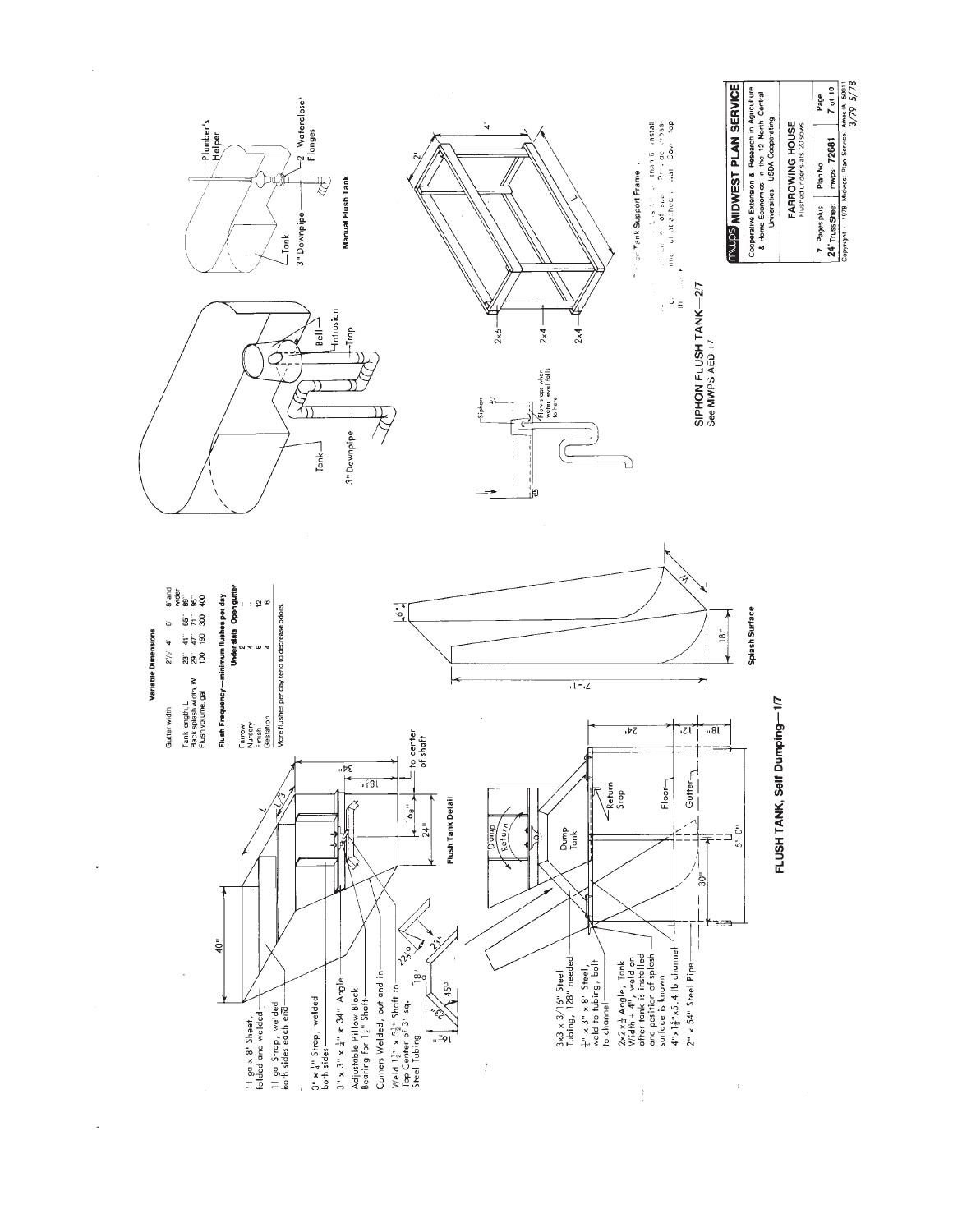**Variable Dimensions**

| Gutter width | 2½' | 4' | 6' | 8' and wider |
|---|---|---|---|---|
| Tank length, L | 23" | 41" | 65" | 89" |
| Back splash width, W | 29" | 47" | 71" | 95" |
| Flush volume, gal | 100 | 190 | 300 | 400 |

**Flush Frequency—minimum flushes per day**

| | Under slats | Open gutter |
|---|---|---|
| Farrow | 2 | - |
| Nursery | 4 | - |
| Finish | 6 | 12 |
| Gestation | 4 | 6 |

More flushes per day tend to decrease odors.

11 ga x 8' Sheet, folded and welded

11 ga Strap, welded both sides each end

3" x ¼" Strap, welded both sides

3" x 3" x ¼" x 34" Angle

Adjustable Pillow Block Bearing for 1½" Shaft

Corners Welded, out and in

Weld 1½" x 5½" Shaft to Top Center of 3" sq. Steel Tubing

40"

L

L/3

34"

18½"

16½"

24"

to center of shaft

18"

45°

22½°

**Flush Tank Detail**

3x3 x 3/16" Steel Tubing, 128" needed

½" x 3" x 8" Steel, weld to tubing, bolt to channel

2x2x¼ Angle, Tank Width - 4", weld on after tank is installed and position of splash surface is known

4"x1⅝"x5.4 lb channel

2" x 54" Steel Pipe

Dump Return

Dump Tank

Return Stop

Floor

Gutter

30"

5'-0"

24"

12"

18"

7'-1"

6½"

W

18"

**Splash Surface**

## FLUSH TANK, Self Dumping—1/7

Tank

3" Downpipe

Bell

Intrusion

Trap

Siphon

Flow stops when water level falls to here

Plumber's Helper

Tank

3" Downpipe

2 Waterclose Flanges

**Manual Flush Tank**

2'

4'

L

2x6

2x4

2x4

Tank Support Frame

## SIPHON FLUSH TANK—2/7

See MWPS AED-17

**MWPS MIDWEST PLAN SERVICE**

Cooperative Extension & Research in Agriculture & Home Economics in the 12 North Central Universities—USDA Cooperating

**FARROWING HOUSE**

Flushed under slats 20 sows

| 7 Pages plus 24" Truss Sheet | Plan No. mwps- 72681 | Page 7 of 10 |
|---|---|---|

Copyright © 1978 Midwest Plan Service Ames IA 50011

3/79 5/78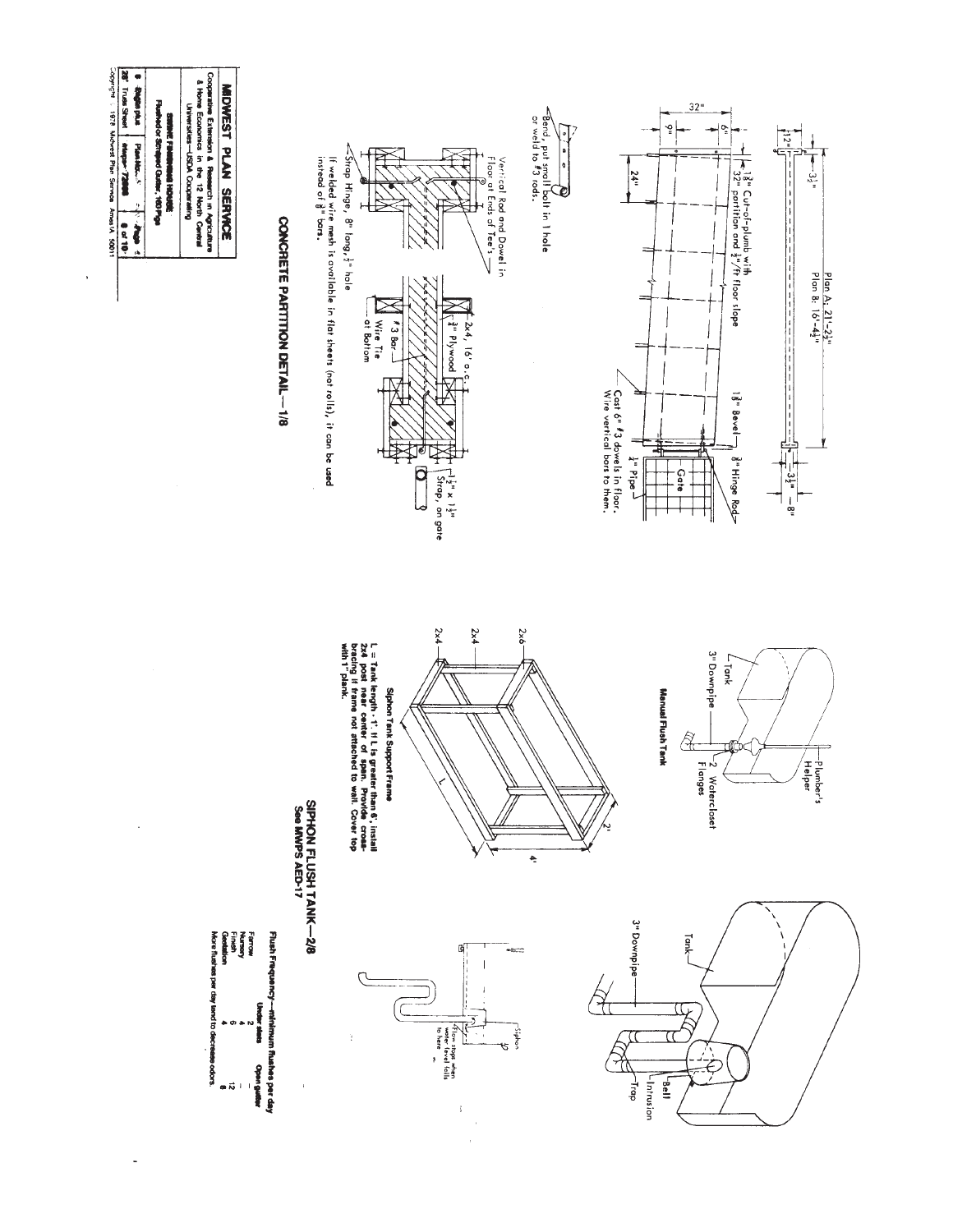Plan A: 21'-2½"

Plan B: 16'-4½"

12"

3½"

3½"

8"

32"

9"

6"

24"

1⅜" Cut-of-plumb with 1⅜" 32" partition and ¾"/ft floor slope

1⅛" Bevel

⅜" Hinge Rod

Gate

½" Pipe

Cast 6" #3 dowels in floor. Wire vertical bars to them.

Bend, put small bolt in 1 hole or weld to #3 rods.

Vertical Rod and Dowel in Floor at Ends of Tee's

2x4, 16" o.c.

¾" Plywood

#3 Bar

Wire Tie at Bottom

1½" x 1½" Strap, on gate

Strap Hinge, 8" long, ½" hole

If welded wire mesh is available in flat sheets (not rolls), it can be used instead of ⅜" bars.

## CONCRETE PARTITION DETAIL—1/8

Tank

3" Downpipe

Plumber's Helper

2 Watercloset Flanges

**Manual Flush Tank**

2x6

2x4

2x4

L

2'

4'

**Siphon Tank Support Frame**

L = Tank length - 1'. If L is greater than 6', install 2x4 post near center of span. Provide cross-bracing if frame not attached to wall. Cover top with 1" plank.

Tank

3" Downpipe

Bell

Intrusion

Trap

Siphon

Flow stops when water level falls to here

## SIPHON FLUSH TANK—2/8

See MWPS AED-17

**Flush Frequency—minimum flushes per day**

| | Under slats | Open gutter |
|---|---|---|
| Farrow | 2 | — |
| Nursery | 4 | — |
| Finish | 6 | 12 |
| Gestation | 4 | 8 |

More flushes per day tend to decrease odors.

**MIDWEST PLAN SERVICE**

Cooperative Extension & Research in Agriculture & Home Economics in the 12 North Central Universities—USDA Cooperating

SWINE FINISHING HOUSE

Flushed or Scraped Gutter, 160 Pigs

| 8 Stages plus | Plan No. | Page |
|---|---|---|
| 28' Truss Sheet | Stamper 72000 | 8 of 10 |

Copyright © 1978 Midwest Plan Service Ames IA 50011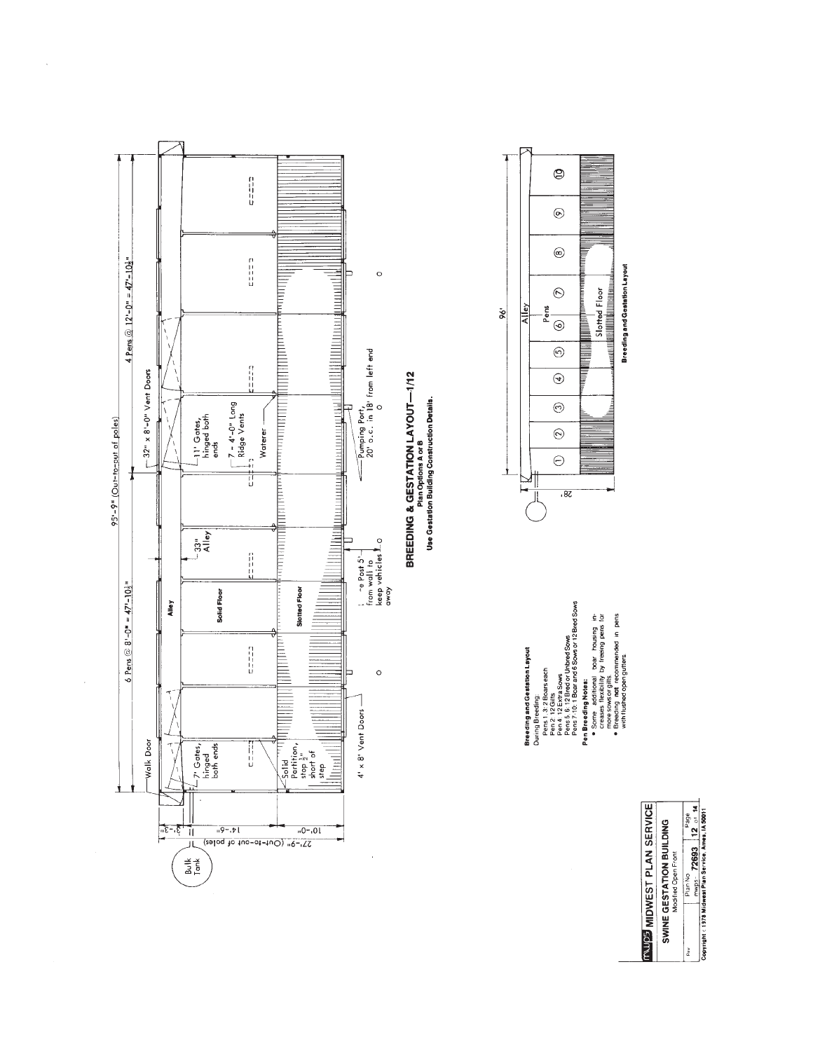# BREEDING & GESTATION LAYOUT—1/12

**Plan Options A or B**

**Use Gestation Building Construction Details.**

95'-9" (Out-to-out of poles)

6 Pens @ 8'-0" = 47'-10½"

4 Pens @ 12'-0" = 47'-10½"

Walk Door

32" x 8'-0" Vent Doors

7' Gates, hinged both ends

11' Gates, hinged both ends

7 - 4'-0" Long Ridge Vents

33" Alley

Alley

Solid Floor

Slotted Floor

Waterer

Solid Partition, stop ½" short of step

4' x 8' Vent Doors

...e Post 5' from wall to keep vehicles away

Pumping Port, 20' o.c. in 18' from left end

Bulk Tank

27'-9" (Out-to-out of poles)

14'-6"

10'-0"

2'-3"

96'

28'

Alley

Pens

Slotted Floor

1 2 3 4 5 6 7 8 9 10

**Breeding and Gestation Layout**

**Breeding and Gestation Layout**

During Breeding:

- Pens 1, 3: 2 Boars each
- Pen 2: 12 Gilts
- Pen 4: 12 Extra Sows
- Pens 5, 6: 12 Bred or Unbred Sows
- Pens 7-10: 1 Boar and 6 Sows or 12 Bred Sows

**Pen Breeding Notes:**

- Some additional boar housing increases flexibility by freeing pens for more sows or gilts.
- Breeding **not** recommended in pens with flushed open gutters.

**MWPS MIDWEST PLAN SERVICE**

**SWINE GESTATION BUILDING**

Modified Open Front

| Rev | Plan No. mwps- **72693** | Page **12** of **14** |
|---|---|---|

**Copyright © 1978 Midwest Plan Service, Ames, IA 50011**